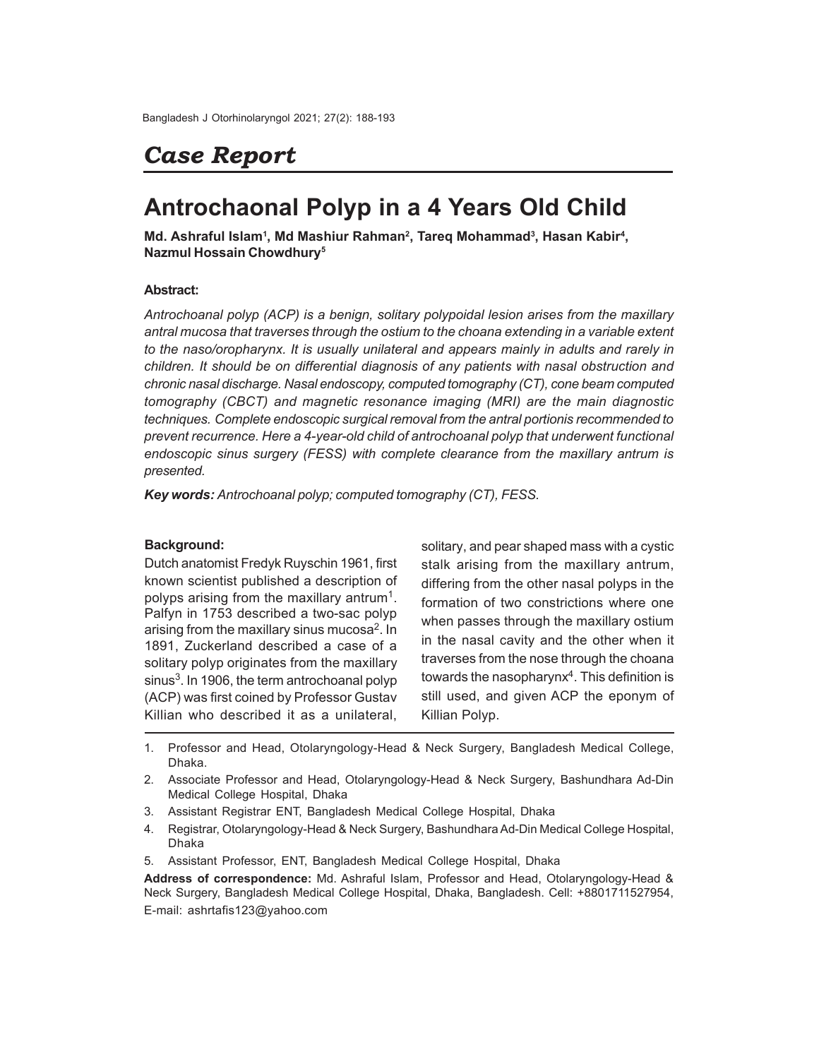# Case Report

# Antrochaonal Polyp in a 4 Years Old Child

**Md. Ashraful Islam[1], Md Mashiur Rahman[2], Tareq Mohammad[3], Hasan Kabir[4], Nazmul Hossain Chowdhury[5]**

### Abstract:

*Antrochoanal polyp (ACP) is a benign, solitary polypoidal lesion arises from the maxillary antral mucosa that traverses through the ostium to the choana extending in a variable extent to the naso/oropharynx. It is usually unilateral and appears mainly in adults and rarely in children. It should be on differential diagnosis of any patients with nasal obstruction and chronic nasal discharge. Nasal endoscopy, computed tomography (CT), cone beam computed tomography (CBCT) and magnetic resonance imaging (MRI) are the main diagnostic techniques. Complete endoscopic surgical removal from the antral portionis recommended to prevent recurrence. Here a 4-year-old child of antrochoanal polyp that underwent functional endoscopic sinus surgery (FESS) with complete clearance from the maxillary antrum is presented.*

***Key words:*** *Antrochoanal polyp; computed tomography (CT), FESS.*

### Background:

Dutch anatomist Fredyk Ruyschin 1961, first known scientist published a description of polyps arising from the maxillary antrum[1]. Palfyn in 1753 described a two-sac polyp arising from the maxillary sinus mucosa[2]. In 1891, Zuckerland described a case of a solitary polyp originates from the maxillary sinus[3]. In 1906, the term antrochoanal polyp (ACP) was first coined by Professor Gustav Killian who described it as a unilateral, solitary, and pear shaped mass with a cystic stalk arising from the maxillary antrum, differing from the other nasal polyps in the formation of two constrictions where one when passes through the maxillary ostium in the nasal cavity and the other when it traverses from the nose through the choana towards the nasopharynx[4]. This definition is still used, and given ACP the eponym of Killian Polyp.

---

1. Professor and Head, Otolaryngology-Head & Neck Surgery, Bangladesh Medical College, Dhaka.
2. Associate Professor and Head, Otolaryngology-Head & Neck Surgery, Bashundhara Ad-Din Medical College Hospital, Dhaka
3. Assistant Registrar ENT, Bangladesh Medical College Hospital, Dhaka
4. Registrar, Otolaryngology-Head & Neck Surgery, Bashundhara Ad-Din Medical College Hospital, Dhaka
5. Assistant Professor, ENT, Bangladesh Medical College Hospital, Dhaka

**Address of correspondence:** Md. Ashraful Islam, Professor and Head, Otolaryngology-Head & Neck Surgery, Bangladesh Medical College Hospital, Dhaka, Bangladesh. Cell: +8801711527954, E-mail: ashrtafis123@yahoo.com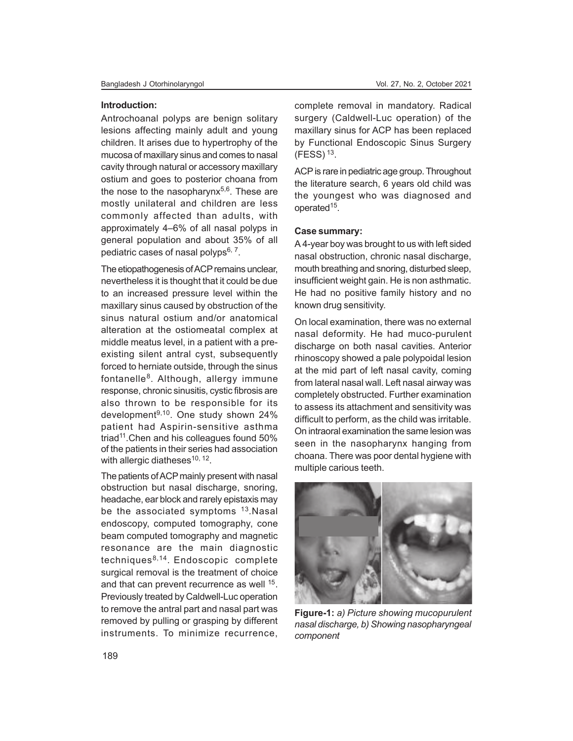### Introduction:

Antrochoanal polyps are benign solitary lesions affecting mainly adult and young children. It arises due to hypertrophy of the mucosa of maxillary sinus and comes to nasal cavity through natural or accessory maxillary ostium and goes to posterior choana from the nose to the nasopharynx[5,6]. These are mostly unilateral and children are less commonly affected than adults, with approximately 4–6% of all nasal polyps in general population and about 35% of all pediatric cases of nasal polyps[6, 7].

The etiopathogenesis of ACP remains unclear, nevertheless it is thought that it could be due to an increased pressure level within the maxillary sinus caused by obstruction of the sinus natural ostium and/or anatomical alteration at the ostiomeatal complex at middle meatus level, in a patient with a pre-existing silent antral cyst, subsequently forced to herniate outside, through the sinus fontanelle[8]. Although, allergy immune response, chronic sinusitis, cystic fibrosis are also thrown to be responsible for its development[9,10]. One study shown 24% patient had Aspirin-sensitive asthma triad[11].Chen and his colleagues found 50% of the patients in their series had association with allergic diatheses[10, 12].

The patients of ACP mainly present with nasal obstruction but nasal discharge, snoring, headache, ear block and rarely epistaxis may be the associated symptoms [13].Nasal endoscopy, computed tomography, cone beam computed tomography and magnetic resonance are the main diagnostic techniques[8,14]. Endoscopic complete surgical removal is the treatment of choice and that can prevent recurrence as well [15]. Previously treated by Caldwell-Luc operation to remove the antral part and nasal part was removed by pulling or grasping by different instruments. To minimize recurrence, complete removal in mandatory. Radical surgery (Caldwell-Luc operation) of the maxillary sinus for ACP has been replaced by Functional Endoscopic Sinus Surgery (FESS) [13].

ACP is rare in pediatric age group. Throughout the literature search, 6 years old child was the youngest who was diagnosed and operated[15].

### Case summary:

A 4-year boy was brought to us with left sided nasal obstruction, chronic nasal discharge, mouth breathing and snoring, disturbed sleep, insufficient weight gain. He is non asthmatic. He had no positive family history and no known drug sensitivity.

On local examination, there was no external nasal deformity. He had muco-purulent discharge on both nasal cavities. Anterior rhinoscopy showed a pale polypoidal lesion at the mid part of left nasal cavity, coming from lateral nasal wall. Left nasal airway was completely obstructed. Further examination to assess its attachment and sensitivity was difficult to perform, as the child was irritable. On intraoral examination the same lesion was seen in the nasopharynx hanging from choana. There was poor dental hygiene with multiple carious teeth.

**Figure-1:** *a) Picture showing mucopurulent nasal discharge, b) Showing nasopharyngeal component*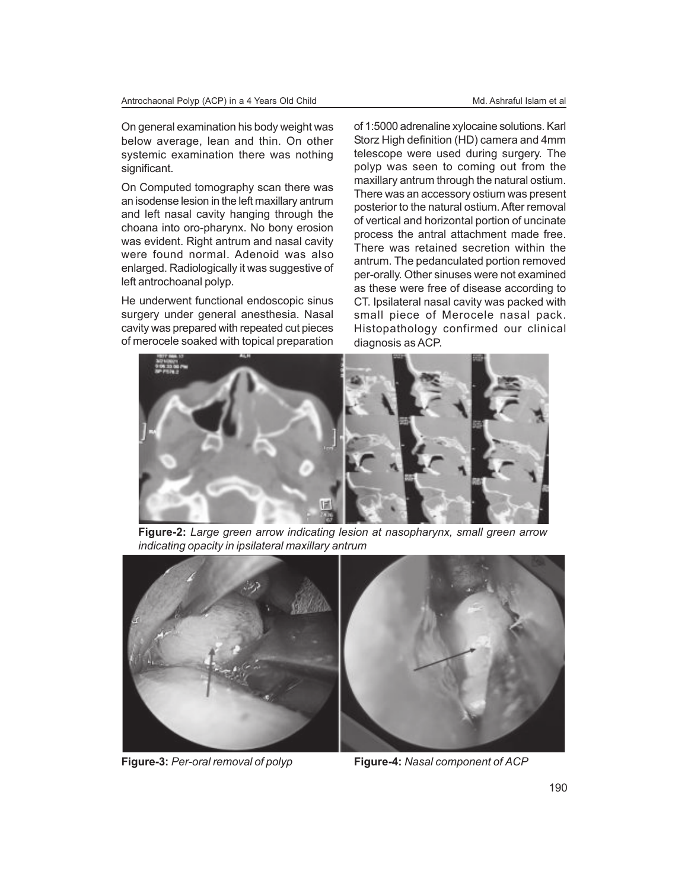On general examination his body weight was below average, lean and thin. On other systemic examination there was nothing significant.

On Computed tomography scan there was an isodense lesion in the left maxillary antrum and left nasal cavity hanging through the choana into oro-pharynx. No bony erosion was evident. Right antrum and nasal cavity were found normal. Adenoid was also enlarged. Radiologically it was suggestive of left antrochoanal polyp.

He underwent functional endoscopic sinus surgery under general anesthesia. Nasal cavity was prepared with repeated cut pieces of merocele soaked with topical preparation of 1:5000 adrenaline xylocaine solutions. Karl Storz High definition (HD) camera and 4mm telescope were used during surgery. The polyp was seen to coming out from the maxillary antrum through the natural ostium. There was an accessory ostium was present posterior to the natural ostium. After removal of vertical and horizontal portion of uncinate process the antral attachment made free. There was retained secretion within the antrum. The pedanculated portion removed per-orally. Other sinuses were not examined as these were free of disease according to CT. Ipsilateral nasal cavity was packed with small piece of Merocele nasal pack. Histopathology confirmed our clinical diagnosis as ACP.

**Figure-2:** *Large green arrow indicating lesion at nasopharynx, small green arrow indicating opacity in ipsilateral maxillary antrum*

**Figure-3:** *Per-oral removal of polyp*

**Figure-4:** *Nasal component of ACP*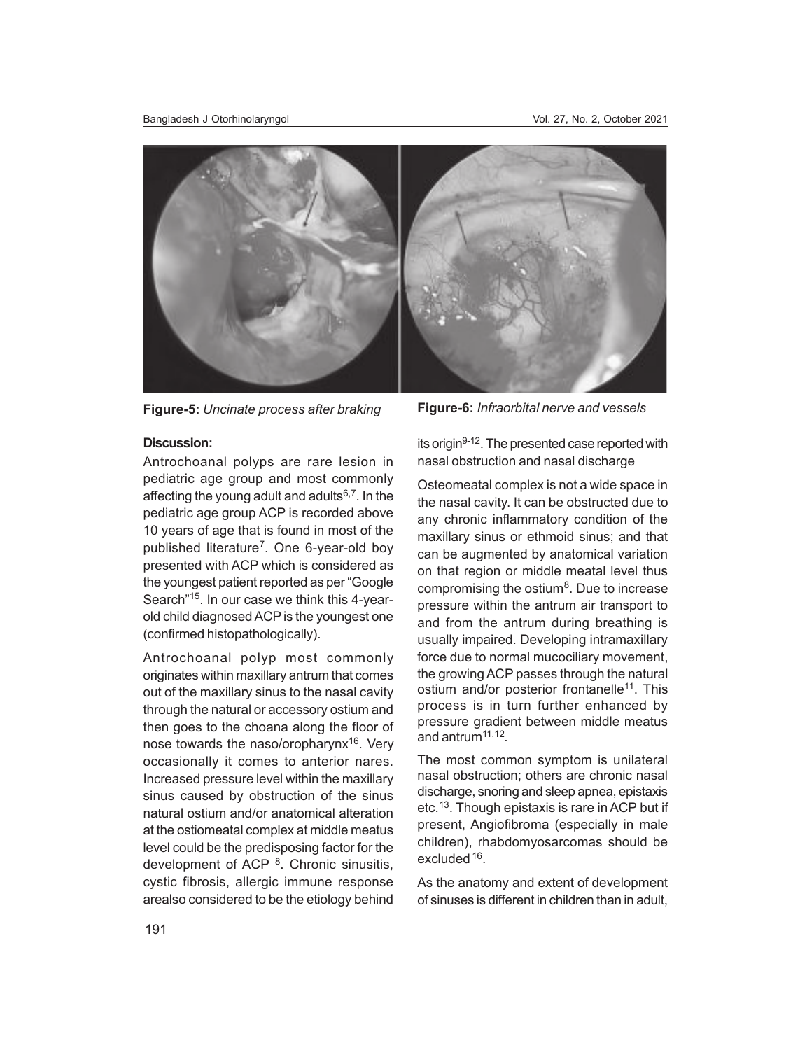**Figure-5:** *Uncinate process after braking*

**Figure-6:** *Infraorbital nerve and vessels*

**Discussion:**

Antrochoanal polyps are rare lesion in pediatric age group and most commonly affecting the young adult and adults[6,7]. In the pediatric age group ACP is recorded above 10 years of age that is found in most of the published literature[7]. One 6-year-old boy presented with ACP which is considered as the youngest patient reported as per "Google Search"[15]. In our case we think this 4-year-old child diagnosed ACP is the youngest one (confirmed histopathologically).

Antrochoanal polyp most commonly originates within maxillary antrum that comes out of the maxillary sinus to the nasal cavity through the natural or accessory ostium and then goes to the choana along the floor of nose towards the naso/oropharynx[16]. Very occasionally it comes to anterior nares. Increased pressure level within the maxillary sinus caused by obstruction of the sinus natural ostium and/or anatomical alteration at the ostiomeatal complex at middle meatus level could be the predisposing factor for the development of ACP [8]. Chronic sinusitis, cystic fibrosis, allergic immune response arealso considered to be the etiology behind its origin[9-12]. The presented case reported with nasal obstruction and nasal discharge

Osteomeatal complex is not a wide space in the nasal cavity. It can be obstructed due to any chronic inflammatory condition of the maxillary sinus or ethmoid sinus; and that can be augmented by anatomical variation on that region or middle meatal level thus compromising the ostium[8]. Due to increase pressure within the antrum air transport to and from the antrum during breathing is usually impaired. Developing intramaxillary force due to normal mucociliary movement, the growing ACP passes through the natural ostium and/or posterior frontanelle[11]. This process is in turn further enhanced by pressure gradient between middle meatus and antrum[11,12].

The most common symptom is unilateral nasal obstruction; others are chronic nasal discharge, snoring and sleep apnea, epistaxis etc.[13]. Though epistaxis is rare in ACP but if present, Angiofibroma (especially in male children), rhabdomyosarcomas should be excluded [16].

As the anatomy and extent of development of sinuses is different in children than in adult,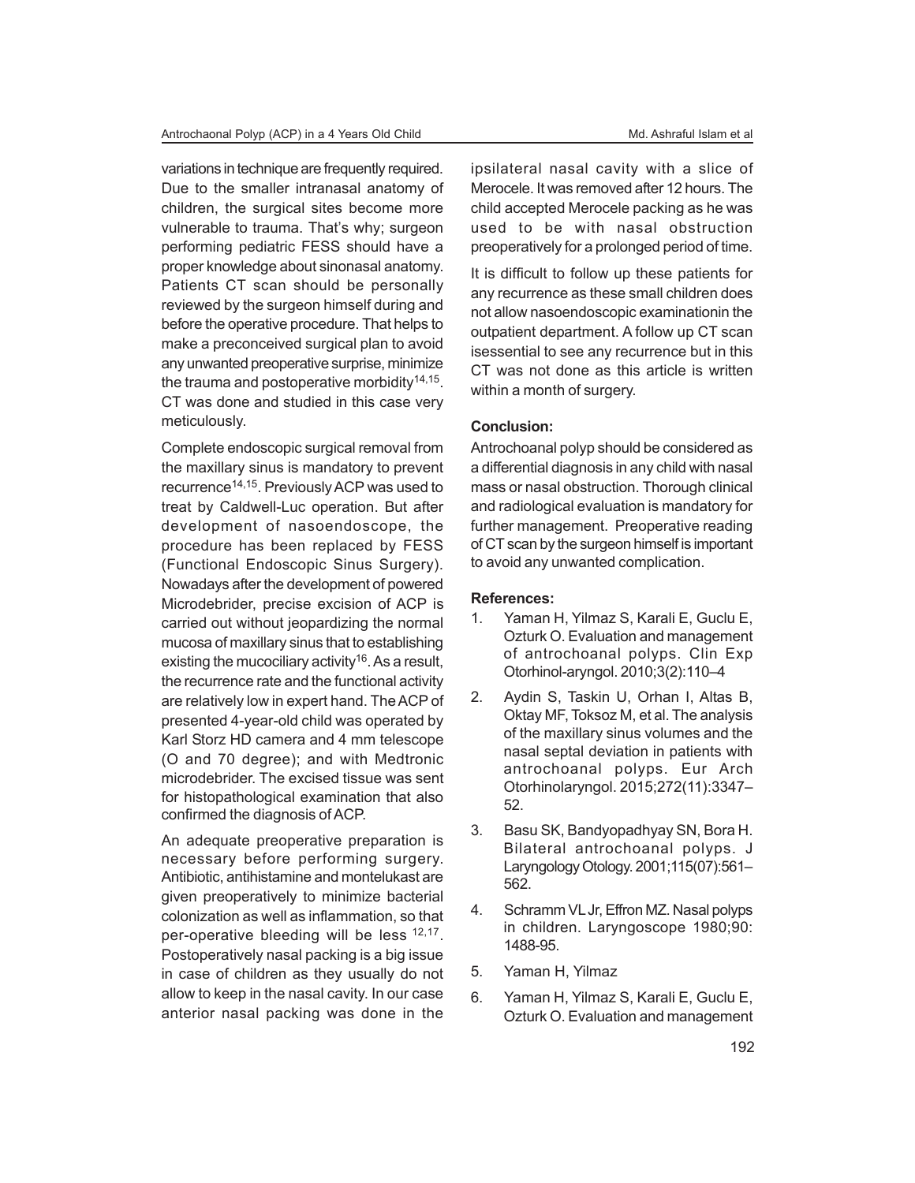variations in technique are frequently required. Due to the smaller intranasal anatomy of children, the surgical sites become more vulnerable to trauma. That's why; surgeon performing pediatric FESS should have a proper knowledge about sinonasal anatomy. Patients CT scan should be personally reviewed by the surgeon himself during and before the operative procedure. That helps to make a preconceived surgical plan to avoid any unwanted preoperative surprise, minimize the trauma and postoperative morbidity[14,15]. CT was done and studied in this case very meticulously.

Complete endoscopic surgical removal from the maxillary sinus is mandatory to prevent recurrence[14,15]. Previously ACP was used to treat by Caldwell-Luc operation. But after development of nasoendoscope, the procedure has been replaced by FESS (Functional Endoscopic Sinus Surgery). Nowadays after the development of powered Microdebrider, precise excision of ACP is carried out without jeopardizing the normal mucosa of maxillary sinus that to establishing existing the mucociliary activity[16]. As a result, the recurrence rate and the functional activity are relatively low in expert hand. The ACP of presented 4-year-old child was operated by Karl Storz HD camera and 4 mm telescope (O and 70 degree); and with Medtronic microdebrider. The excised tissue was sent for histopathological examination that also confirmed the diagnosis of ACP.

An adequate preoperative preparation is necessary before performing surgery. Antibiotic, antihistamine and montelukast are given preoperatively to minimize bacterial colonization as well as inflammation, so that per-operative bleeding will be less [12,17]. Postoperatively nasal packing is a big issue in case of children as they usually do not allow to keep in the nasal cavity. In our case anterior nasal packing was done in the ipsilateral nasal cavity with a slice of Merocele. It was removed after 12 hours. The child accepted Merocele packing as he was used to be with nasal obstruction preoperatively for a prolonged period of time.

It is difficult to follow up these patients for any recurrence as these small children does not allow nasoendoscopic examinationin the outpatient department. A follow up CT scan isessential to see any recurrence but in this CT was not done as this article is written within a month of surgery.

**Conclusion:**

Antrochoanal polyp should be considered as a differential diagnosis in any child with nasal mass or nasal obstruction. Thorough clinical and radiological evaluation is mandatory for further management. Preoperative reading of CT scan by the surgeon himself is important to avoid any unwanted complication.

**References:**

1. Yaman H, Yilmaz S, Karali E, Guclu E, Ozturk O. Evaluation and management of antrochoanal polyps. Clin Exp Otorhinol-aryngol. 2010;3(2):110–4
2. Aydin S, Taskin U, Orhan I, Altas B, Oktay MF, Toksoz M, et al. The analysis of the maxillary sinus volumes and the nasal septal deviation in patients with antrochoanal polyps. Eur Arch Otorhinolaryngol. 2015;272(11):3347–52.
3. Basu SK, Bandyopadhyay SN, Bora H. Bilateral antrochoanal polyps. J Laryngology Otology. 2001;115(07):561–562.
4. Schramm VL Jr, Effron MZ. Nasal polyps in children. Laryngoscope 1980;90: 1488-95.
5. Yaman H, Yilmaz
6. Yaman H, Yilmaz S, Karali E, Guclu E, Ozturk O. Evaluation and management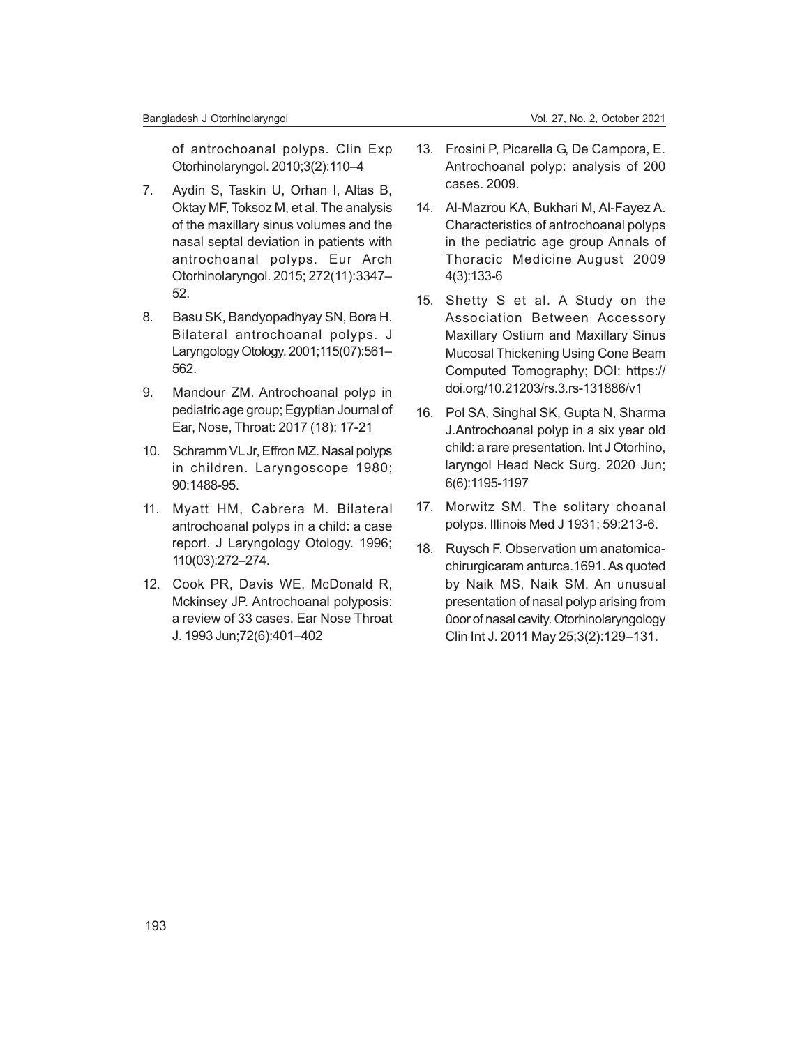of antrochoanal polyps. Clin Exp Otorhinolaryngol. 2010;3(2):110–4

7. Aydin S, Taskin U, Orhan I, Altas B, Oktay MF, Toksoz M, et al. The analysis of the maxillary sinus volumes and the nasal septal deviation in patients with antrochoanal polyps. Eur Arch Otorhinolaryngol. 2015; 272(11):3347–52.
8. Basu SK, Bandyopadhyay SN, Bora H. Bilateral antrochoanal polyps. J Laryngology Otology. 2001;115(07):561–562.
9. Mandour ZM. Antrochoanal polyp in pediatric age group; Egyptian Journal of Ear, Nose, Throat: 2017 (18): 17-21
10. Schramm VL Jr, Effron MZ. Nasal polyps in children. Laryngoscope 1980; 90:1488-95.
11. Myatt HM, Cabrera M. Bilateral antrochoanal polyps in a child: a case report. J Laryngology Otology. 1996; 110(03):272–274.
12. Cook PR, Davis WE, McDonald R, Mckinsey JP. Antrochoanal polyposis: a review of 33 cases. Ear Nose Throat J. 1993 Jun;72(6):401–402
13. Frosini P, Picarella G, De Campora, E. Antrochoanal polyp: analysis of 200 cases. 2009.
14. Al-Mazrou KA, Bukhari M, Al-Fayez A. Characteristics of antrochoanal polyps in the pediatric age group Annals of Thoracic Medicine August 2009 4(3):133-6
15. Shetty S et al. A Study on the Association Between Accessory Maxillary Ostium and Maxillary Sinus Mucosal Thickening Using Cone Beam Computed Tomography; DOI: https://doi.org/10.21203/rs.3.rs-131886/v1
16. Pol SA, Singhal SK, Gupta N, Sharma J.Antrochoanal polyp in a six year old child: a rare presentation. Int J Otorhino, laryngol Head Neck Surg. 2020 Jun; 6(6):1195-1197
17. Morwitz SM. The solitary choanal polyps. Illinois Med J 1931; 59:213-6.
18. Ruysch F. Observation um anatomica-chirurgicaram anturca.1691. As quoted by Naik MS, Naik SM. An unusual presentation of nasal polyp arising from ûoor of nasal cavity. Otorhinolaryngology Clin Int J. 2011 May 25;3(2):129–131.